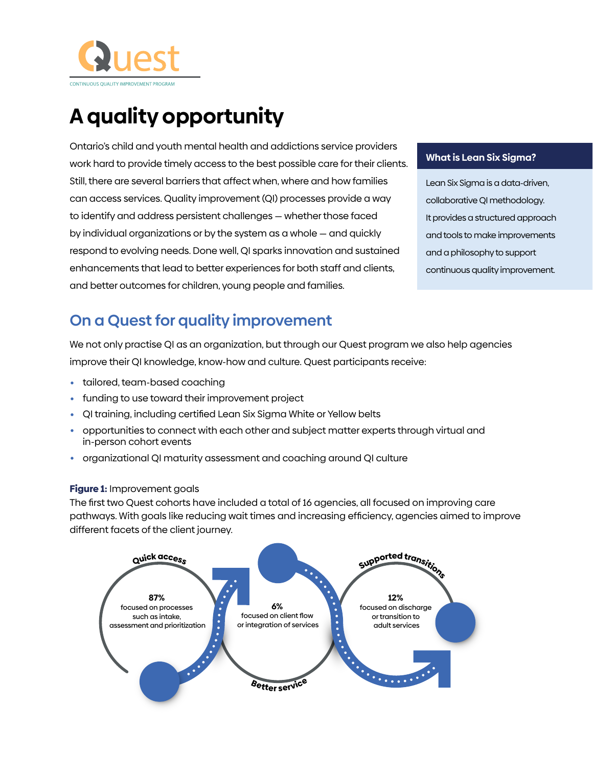Quest

CONTINUOUS QUALITY IMPROVEMENT PROGRAM

# A quality opportunity

Ontario's child and youth mental health and addictions service providers work hard to provide timely access to the best possible care for their clients. Still, there are several barriers that affect when, where and how families can access services. Quality improvement (QI) processes provide a way to identify and address persistent challenges — whether those faced by individual organizations or by the system as a whole — and quickly respond to evolving needs. Done well, QI sparks innovation and sustained enhancements that lead to better experiences for both staff and clients, and better outcomes for children, young people and families.

**What is Lean Six Sigma?**

Lean Six Sigma is a data-driven, collaborative QI methodology. It provides a structured approach and tools to make improvements and a philosophy to support continuous quality improvement.

## On a Quest for quality improvement

We not only practise QI as an organization, but through our Quest program we also help agencies improve their QI knowledge, know-how and culture. Quest participants receive:

- tailored, team-based coaching
- funding to use toward their improvement project
- QI training, including certified Lean Six Sigma White or Yellow belts
- opportunities to connect with each other and subject matter experts through virtual and in-person cohort events
- organizational QI maturity assessment and coaching around QI culture

**Figure 1:** Improvement goals

The first two Quest cohorts have included a total of 16 agencies, all focused on improving care pathways. With goals like reducing wait times and increasing efficiency, agencies aimed to improve different facets of the client journey.

Quick access

87%
focused on processes such as intake, assessment and prioritization

Better service

6%
focused on client flow or integration of services

Supported transitions

12%
focused on discharge or transition to adult services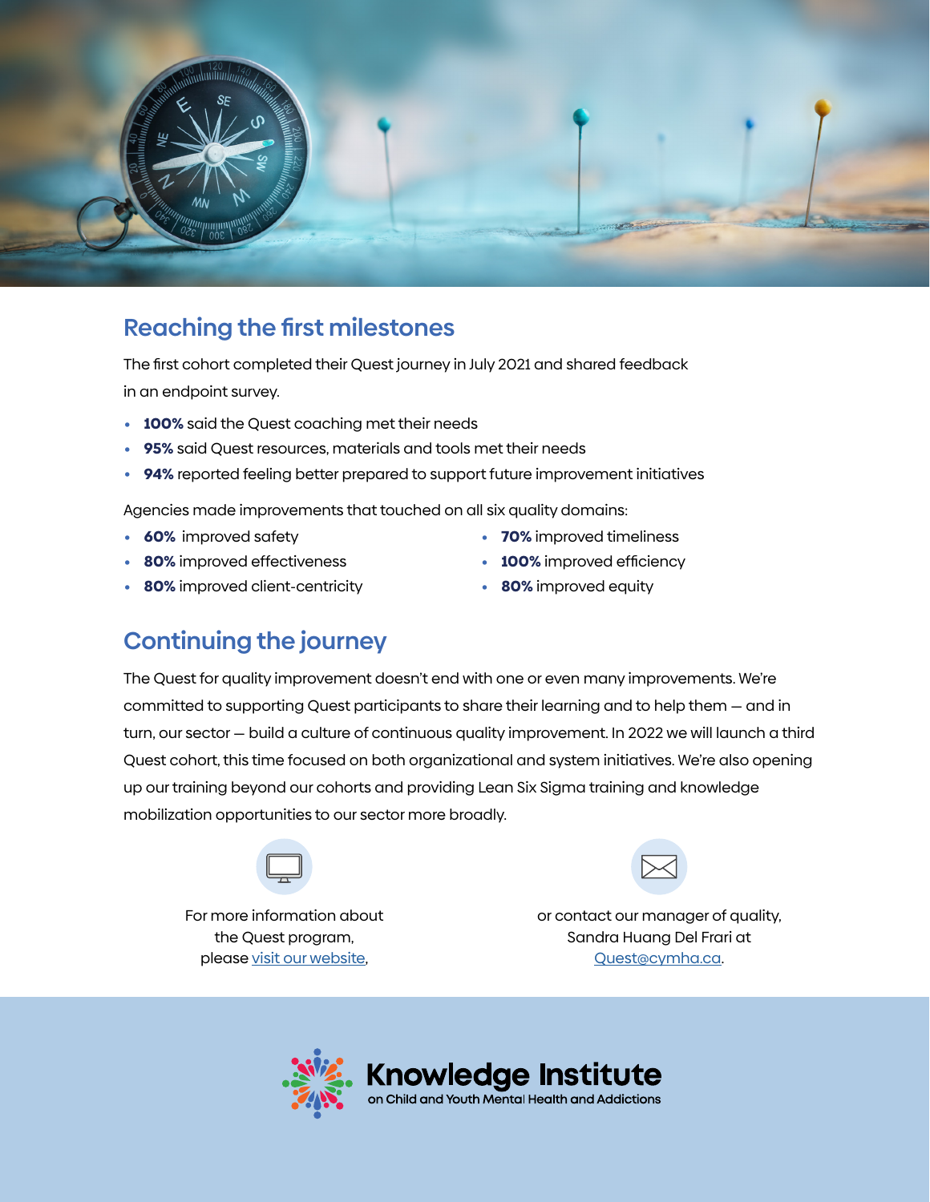## Reaching the first milestones

The first cohort completed their Quest journey in July 2021 and shared feedback in an endpoint survey.

- **100%** said the Quest coaching met their needs
- **95%** said Quest resources, materials and tools met their needs
- **94%** reported feeling better prepared to support future improvement initiatives

Agencies made improvements that touched on all six quality domains:

- **60%** improved safety
- **80%** improved effectiveness
- **80%** improved client-centricity
- **70%** improved timeliness
- **100%** improved efficiency
- **80%** improved equity

## Continuing the journey

The Quest for quality improvement doesn't end with one or even many improvements. We're committed to supporting Quest participants to share their learning and to help them — and in turn, our sector — build a culture of continuous quality improvement. In 2022 we will launch a third Quest cohort, this time focused on both organizational and system initiatives. We're also opening up our training beyond our cohorts and providing Lean Six Sigma training and knowledge mobilization opportunities to our sector more broadly.

For more information about the Quest program, please visit our website,

or contact our manager of quality, Sandra Huang Del Frari at Quest@cymha.ca.

Knowledge Institute on Child and Youth Mental Health and Addictions